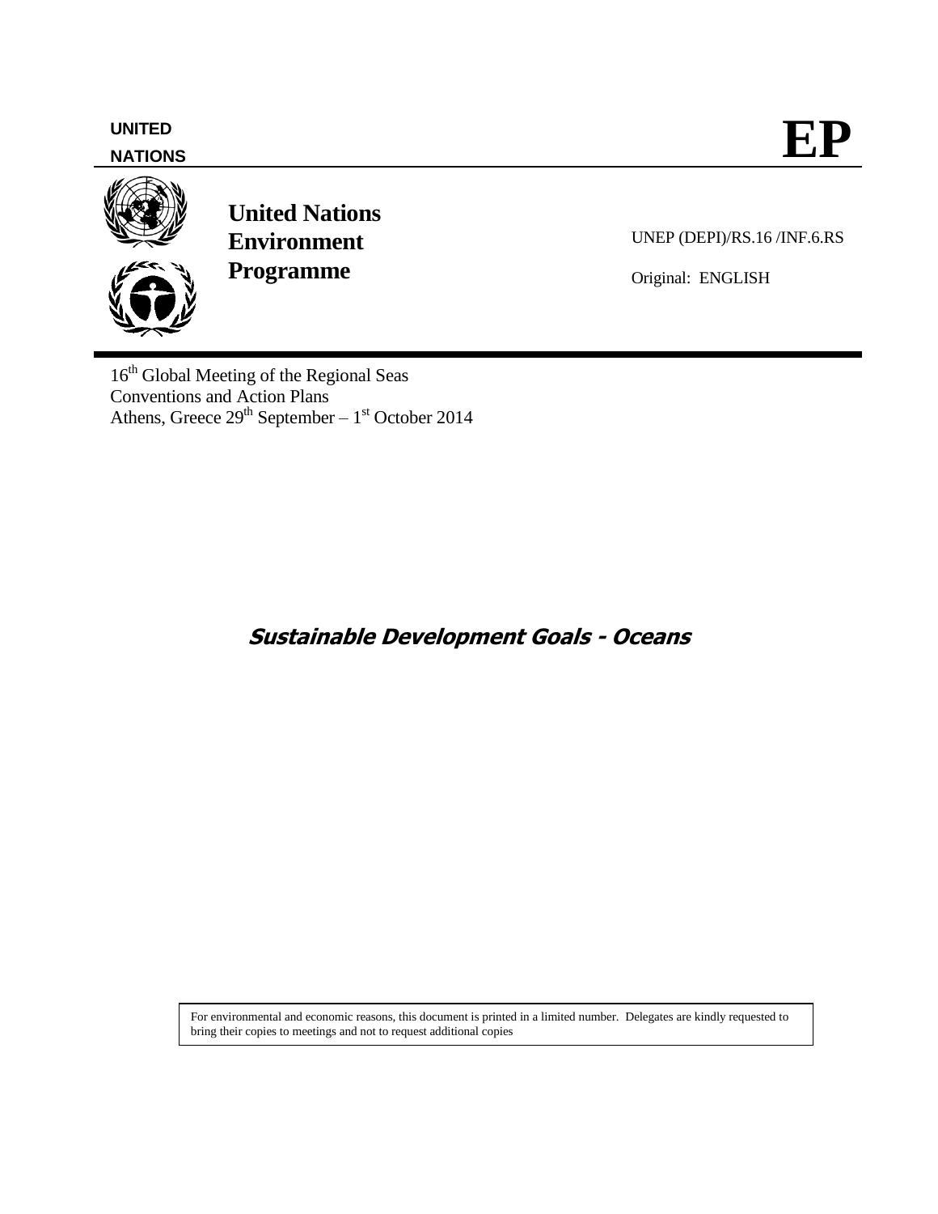UNITED NATIONS

# EP

**United Nations Environment Programme**

UNEP (DEPI)/RS.16 /INF.6.RS

Original: ENGLISH

16th Global Meeting of the Regional Seas Conventions and Action Plans
Athens, Greece 29th September – 1st October 2014

# *Sustainable Development Goals - Oceans*

For environmental and economic reasons, this document is printed in a limited number. Delegates are kindly requested to bring their copies to meetings and not to request additional copies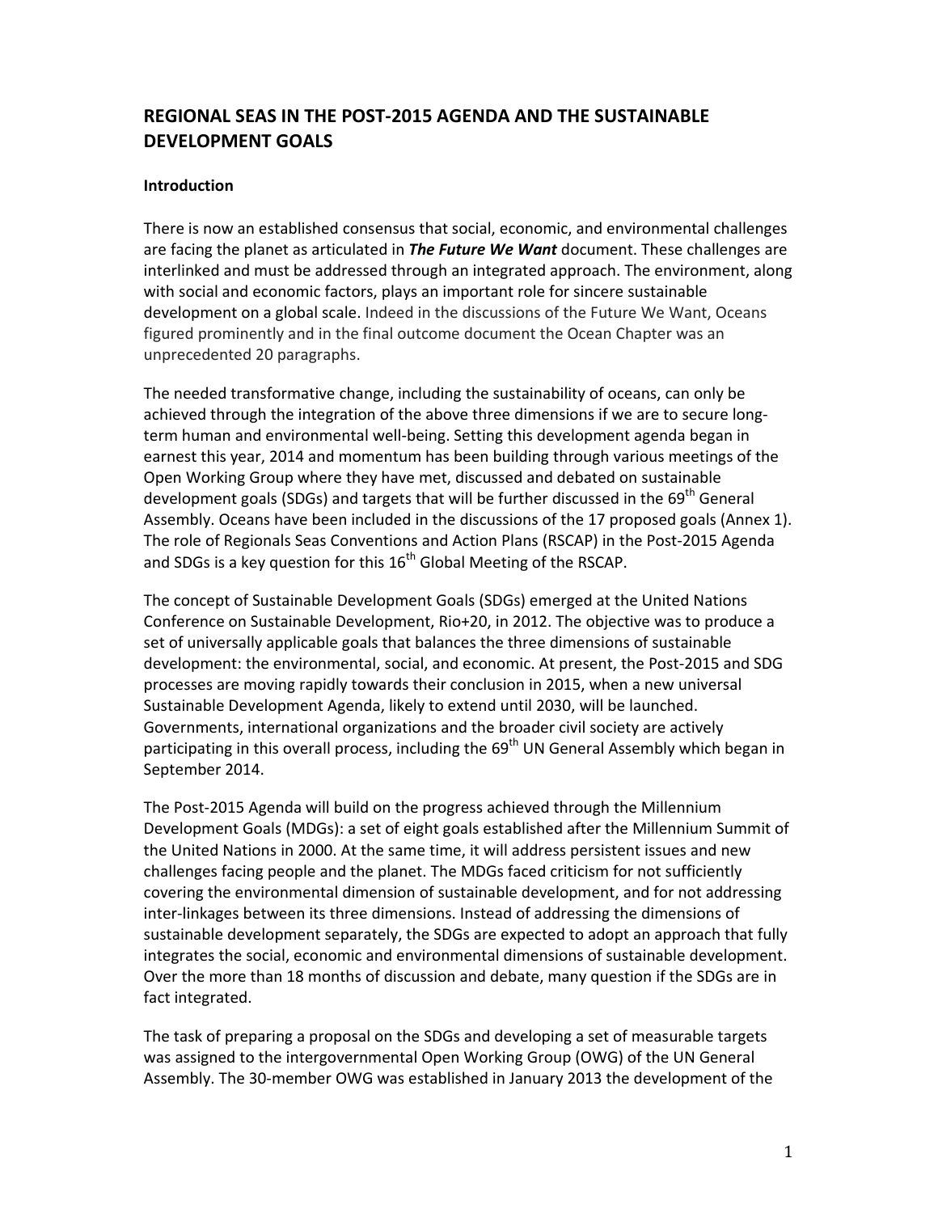# REGIONAL SEAS IN THE POST-2015 AGENDA AND THE SUSTAINABLE DEVELOPMENT GOALS

## Introduction

There is now an established consensus that social, economic, and environmental challenges are facing the planet as articulated in ***The Future We Want*** document. These challenges are interlinked and must be addressed through an integrated approach. The environment, along with social and economic factors, plays an important role for sincere sustainable development on a global scale. Indeed in the discussions of the Future We Want, Oceans figured prominently and in the final outcome document the Ocean Chapter was an unprecedented 20 paragraphs.

The needed transformative change, including the sustainability of oceans, can only be achieved through the integration of the above three dimensions if we are to secure long-term human and environmental well-being. Setting this development agenda began in earnest this year, 2014 and momentum has been building through various meetings of the Open Working Group where they have met, discussed and debated on sustainable development goals (SDGs) and targets that will be further discussed in the 69th General Assembly. Oceans have been included in the discussions of the 17 proposed goals (Annex 1). The role of Regionals Seas Conventions and Action Plans (RSCAP) in the Post-2015 Agenda and SDGs is a key question for this 16th Global Meeting of the RSCAP.

The concept of Sustainable Development Goals (SDGs) emerged at the United Nations Conference on Sustainable Development, Rio+20, in 2012. The objective was to produce a set of universally applicable goals that balances the three dimensions of sustainable development: the environmental, social, and economic. At present, the Post-2015 and SDG processes are moving rapidly towards their conclusion in 2015, when a new universal Sustainable Development Agenda, likely to extend until 2030, will be launched. Governments, international organizations and the broader civil society are actively participating in this overall process, including the 69th UN General Assembly which began in September 2014.

The Post-2015 Agenda will build on the progress achieved through the Millennium Development Goals (MDGs): a set of eight goals established after the Millennium Summit of the United Nations in 2000. At the same time, it will address persistent issues and new challenges facing people and the planet. The MDGs faced criticism for not sufficiently covering the environmental dimension of sustainable development, and for not addressing inter-linkages between its three dimensions. Instead of addressing the dimensions of sustainable development separately, the SDGs are expected to adopt an approach that fully integrates the social, economic and environmental dimensions of sustainable development. Over the more than 18 months of discussion and debate, many question if the SDGs are in fact integrated.

The task of preparing a proposal on the SDGs and developing a set of measurable targets was assigned to the intergovernmental Open Working Group (OWG) of the UN General Assembly. The 30-member OWG was established in January 2013 the development of the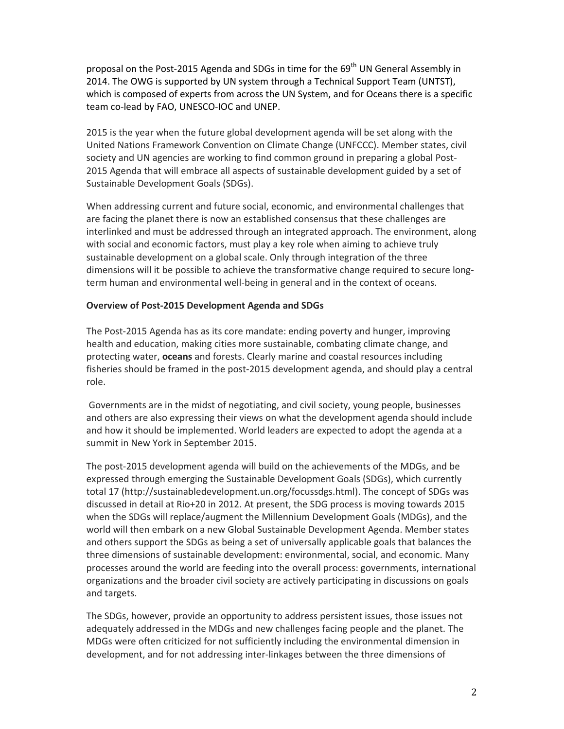proposal on the Post-2015 Agenda and SDGs in time for the 69th UN General Assembly in 2014. The OWG is supported by UN system through a Technical Support Team (UNTST), which is composed of experts from across the UN System, and for Oceans there is a specific team co-lead by FAO, UNESCO-IOC and UNEP.

2015 is the year when the future global development agenda will be set along with the United Nations Framework Convention on Climate Change (UNFCCC). Member states, civil society and UN agencies are working to find common ground in preparing a global Post-2015 Agenda that will embrace all aspects of sustainable development guided by a set of Sustainable Development Goals (SDGs).

When addressing current and future social, economic, and environmental challenges that are facing the planet there is now an established consensus that these challenges are interlinked and must be addressed through an integrated approach. The environment, along with social and economic factors, must play a key role when aiming to achieve truly sustainable development on a global scale. Only through integration of the three dimensions will it be possible to achieve the transformative change required to secure long-term human and environmental well-being in general and in the context of oceans.

**Overview of Post-2015 Development Agenda and SDGs**

The Post-2015 Agenda has as its core mandate: ending poverty and hunger, improving health and education, making cities more sustainable, combating climate change, and protecting water, **oceans** and forests. Clearly marine and coastal resources including fisheries should be framed in the post-2015 development agenda, and should play a central role.

Governments are in the midst of negotiating, and civil society, young people, businesses and others are also expressing their views on what the development agenda should include and how it should be implemented. World leaders are expected to adopt the agenda at a summit in New York in September 2015.

The post-2015 development agenda will build on the achievements of the MDGs, and be expressed through emerging the Sustainable Development Goals (SDGs), which currently total 17 (http://sustainabledevelopment.un.org/focussdgs.html). The concept of SDGs was discussed in detail at Rio+20 in 2012. At present, the SDG process is moving towards 2015 when the SDGs will replace/augment the Millennium Development Goals (MDGs), and the world will then embark on a new Global Sustainable Development Agenda. Member states and others support the SDGs as being a set of universally applicable goals that balances the three dimensions of sustainable development: environmental, social, and economic. Many processes around the world are feeding into the overall process: governments, international organizations and the broader civil society are actively participating in discussions on goals and targets.

The SDGs, however, provide an opportunity to address persistent issues, those issues not adequately addressed in the MDGs and new challenges facing people and the planet. The MDGs were often criticized for not sufficiently including the environmental dimension in development, and for not addressing inter-linkages between the three dimensions of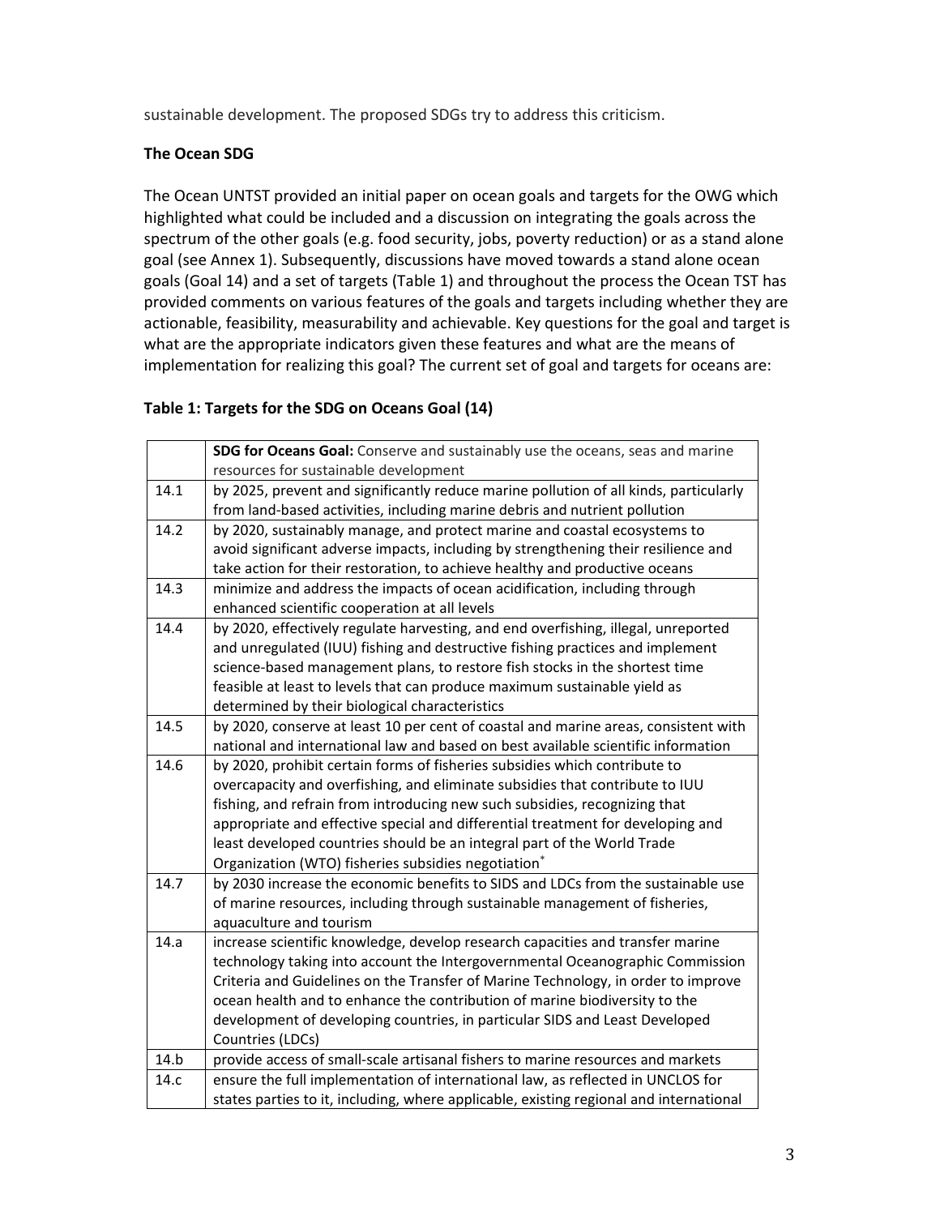sustainable development. The proposed SDGs try to address this criticism.

**The Ocean SDG**

The Ocean UNTST provided an initial paper on ocean goals and targets for the OWG which highlighted what could be included and a discussion on integrating the goals across the spectrum of the other goals (e.g. food security, jobs, poverty reduction) or as a stand alone goal (see Annex 1). Subsequently, discussions have moved towards a stand alone ocean goals (Goal 14) and a set of targets (Table 1) and throughout the process the Ocean TST has provided comments on various features of the goals and targets including whether they are actionable, feasibility, measurability and achievable. Key questions for the goal and target is what are the appropriate indicators given these features and what are the means of implementation for realizing this goal? The current set of goal and targets for oceans are:

**Table 1: Targets for the SDG on Oceans Goal (14)**

| | **SDG for Oceans Goal:** Conserve and sustainably use the oceans, seas and marine resources for sustainable development |
|---|---|
| 14.1 | by 2025, prevent and significantly reduce marine pollution of all kinds, particularly from land-based activities, including marine debris and nutrient pollution |
| 14.2 | by 2020, sustainably manage, and protect marine and coastal ecosystems to avoid significant adverse impacts, including by strengthening their resilience and take action for their restoration, to achieve healthy and productive oceans |
| 14.3 | minimize and address the impacts of ocean acidification, including through enhanced scientific cooperation at all levels |
| 14.4 | by 2020, effectively regulate harvesting, and end overfishing, illegal, unreported and unregulated (IUU) fishing and destructive fishing practices and implement science-based management plans, to restore fish stocks in the shortest time feasible at least to levels that can produce maximum sustainable yield as determined by their biological characteristics |
| 14.5 | by 2020, conserve at least 10 per cent of coastal and marine areas, consistent with national and international law and based on best available scientific information |
| 14.6 | by 2020, prohibit certain forms of fisheries subsidies which contribute to overcapacity and overfishing, and eliminate subsidies that contribute to IUU fishing, and refrain from introducing new such subsidies, recognizing that appropriate and effective special and differential treatment for developing and least developed countries should be an integral part of the World Trade Organization (WTO) fisheries subsidies negotiation* |
| 14.7 | by 2030 increase the economic benefits to SIDS and LDCs from the sustainable use of marine resources, including through sustainable management of fisheries, aquaculture and tourism |
| 14.a | increase scientific knowledge, develop research capacities and transfer marine technology taking into account the Intergovernmental Oceanographic Commission Criteria and Guidelines on the Transfer of Marine Technology, in order to improve ocean health and to enhance the contribution of marine biodiversity to the development of developing countries, in particular SIDS and Least Developed Countries (LDCs) |
| 14.b | provide access of small-scale artisanal fishers to marine resources and markets |
| 14.c | ensure the full implementation of international law, as reflected in UNCLOS for states parties to it, including, where applicable, existing regional and international |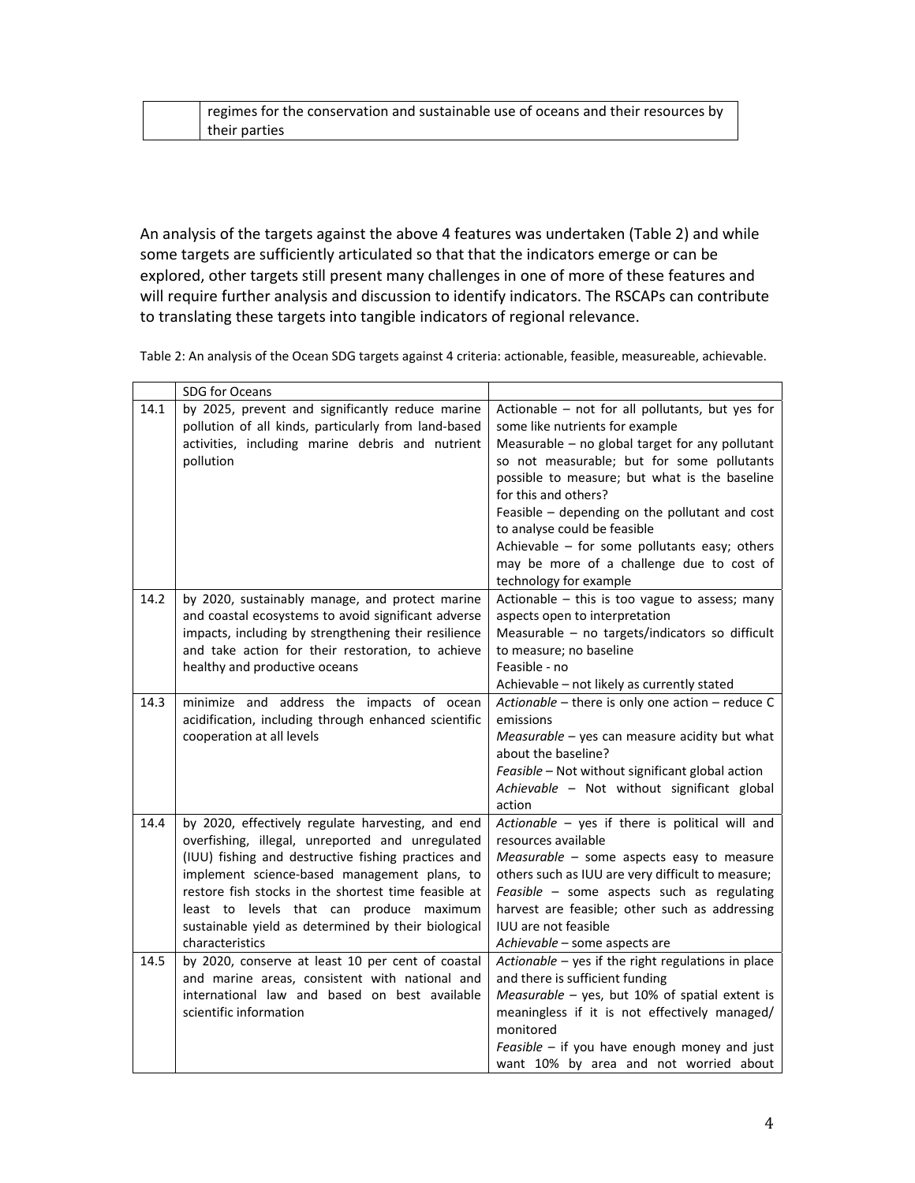|  | regimes for the conservation and sustainable use of oceans and their resources by their parties |
|---|---|

An analysis of the targets against the above 4 features was undertaken (Table 2) and while some targets are sufficiently articulated so that that the indicators emerge or can be explored, other targets still present many challenges in one of more of these features and will require further analysis and discussion to identify indicators. The RSCAPs can contribute to translating these targets into tangible indicators of regional relevance.

Table 2: An analysis of the Ocean SDG targets against 4 criteria: actionable, feasible, measureable, achievable.

|  | SDG for Oceans |  |
|---|---|---|
| 14.1 | by 2025, prevent and significantly reduce marine pollution of all kinds, particularly from land-based activities, including marine debris and nutrient pollution | Actionable – not for all pollutants, but yes for some like nutrients for example<br>Measurable – no global target for any pollutant so not measurable; but for some pollutants possible to measure; but what is the baseline for this and others?<br>Feasible – depending on the pollutant and cost to analyse could be feasible<br>Achievable – for some pollutants easy; others may be more of a challenge due to cost of technology for example |
| 14.2 | by 2020, sustainably manage, and protect marine and coastal ecosystems to avoid significant adverse impacts, including by strengthening their resilience and take action for their restoration, to achieve healthy and productive oceans | Actionable – this is too vague to assess; many aspects open to interpretation<br>Measurable – no targets/indicators so difficult to measure; no baseline<br>Feasible - no<br>Achievable – not likely as currently stated |
| 14.3 | minimize and address the impacts of ocean acidification, including through enhanced scientific cooperation at all levels | *Actionable* – there is only one action – reduce C emissions<br>*Measurable* – yes can measure acidity but what about the baseline?<br>*Feasible* – Not without significant global action<br>*Achievable* – Not without significant global action |
| 14.4 | by 2020, effectively regulate harvesting, and end overfishing, illegal, unreported and unregulated (IUU) fishing and destructive fishing practices and implement science-based management plans, to restore fish stocks in the shortest time feasible at least to levels that can produce maximum sustainable yield as determined by their biological characteristics | *Actionable* – yes if there is political will and resources available<br>*Measurable* – some aspects easy to measure others such as IUU are very difficult to measure;<br>*Feasible* – some aspects such as regulating harvest are feasible; other such as addressing IUU are not feasible<br>*Achievable* – some aspects are |
| 14.5 | by 2020, conserve at least 10 per cent of coastal and marine areas, consistent with national and international law and based on best available scientific information | *Actionable* – yes if the right regulations in place and there is sufficient funding<br>*Measurable* – yes, but 10% of spatial extent is meaningless if it is not effectively managed/ monitored<br>*Feasible* – if you have enough money and just want 10% by area and not worried about |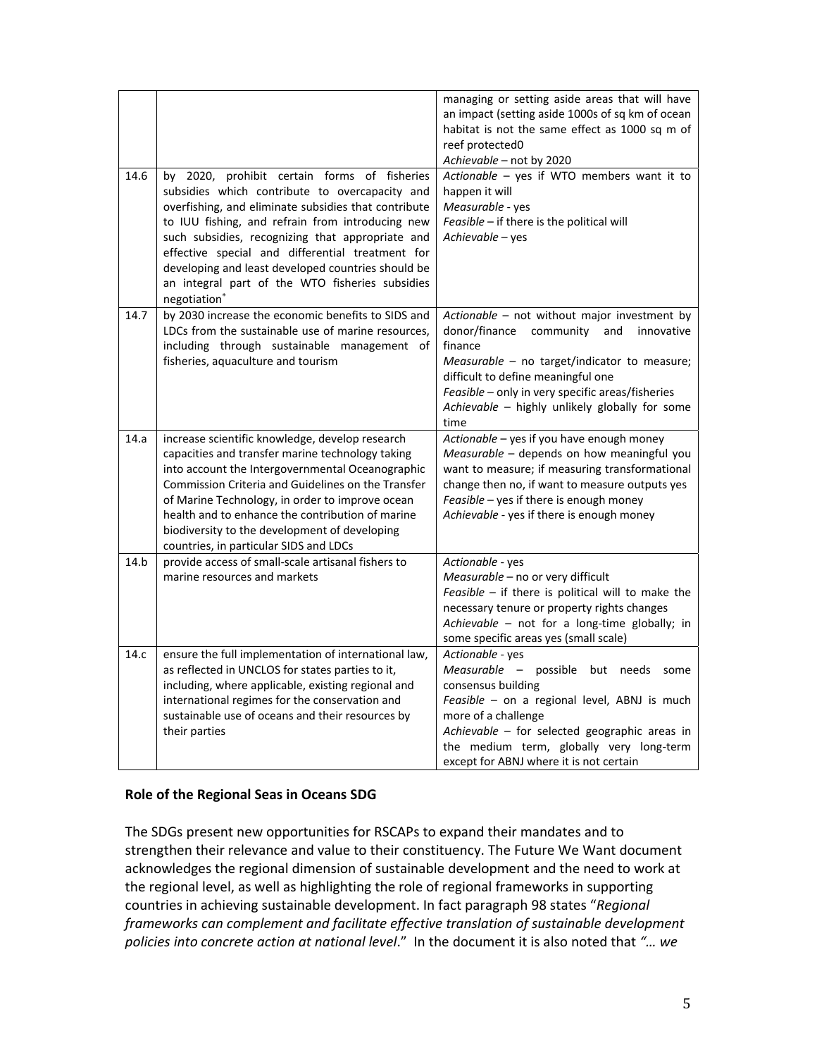| | | |
|---|---|---|
| | | managing or setting aside areas that will have an impact (setting aside 1000s of sq km of ocean habitat is not the same effect as 1000 sq m of reef protected0<br>*Achievable* – not by 2020 |
| 14.6 | by 2020, prohibit certain forms of fisheries subsidies which contribute to overcapacity and overfishing, and eliminate subsidies that contribute to IUU fishing, and refrain from introducing new such subsidies, recognizing that appropriate and effective special and differential treatment for developing and least developed countries should be an integral part of the WTO fisheries subsidies negotiation* | *Actionable* – yes if WTO members want it to happen it will<br>*Measurable* - yes<br>*Feasible* – if there is the political will<br>*Achievable* – yes |
| 14.7 | by 2030 increase the economic benefits to SIDS and LDCs from the sustainable use of marine resources, including through sustainable management of fisheries, aquaculture and tourism | *Actionable* – not without major investment by donor/finance community and innovative finance<br>*Measurable* – no target/indicator to measure; difficult to define meaningful one<br>*Feasible* – only in very specific areas/fisheries<br>*Achievable* – highly unlikely globally for some time |
| 14.a | increase scientific knowledge, develop research capacities and transfer marine technology taking into account the Intergovernmental Oceanographic Commission Criteria and Guidelines on the Transfer of Marine Technology, in order to improve ocean health and to enhance the contribution of marine biodiversity to the development of developing countries, in particular SIDS and LDCs | *Actionable* – yes if you have enough money<br>*Measurable* – depends on how meaningful you want to measure; if measuring transformational change then no, if want to measure outputs yes<br>*Feasible* – yes if there is enough money<br>*Achievable* - yes if there is enough money |
| 14.b | provide access of small-scale artisanal fishers to marine resources and markets | *Actionable* - yes<br>*Measurable* – no or very difficult<br>*Feasible* – if there is political will to make the necessary tenure or property rights changes<br>*Achievable* – not for a long-time globally; in some specific areas yes (small scale) |
| 14.c | ensure the full implementation of international law, as reflected in UNCLOS for states parties to it, including, where applicable, existing regional and international regimes for the conservation and sustainable use of oceans and their resources by their parties | *Actionable* - yes<br>*Measurable* – possible but needs some consensus building<br>*Feasible* – on a regional level, ABNJ is much more of a challenge<br>*Achievable* – for selected geographic areas in the medium term, globally very long-term except for ABNJ where it is not certain |

**Role of the Regional Seas in Oceans SDG**

The SDGs present new opportunities for RSCAPs to expand their mandates and to strengthen their relevance and value to their constituency. The Future We Want document acknowledges the regional dimension of sustainable development and the need to work at the regional level, as well as highlighting the role of regional frameworks in supporting countries in achieving sustainable development. In fact paragraph 98 states "*Regional frameworks can complement and facilitate effective translation of sustainable development policies into concrete action at national level*." In the document it is also noted that *"… we*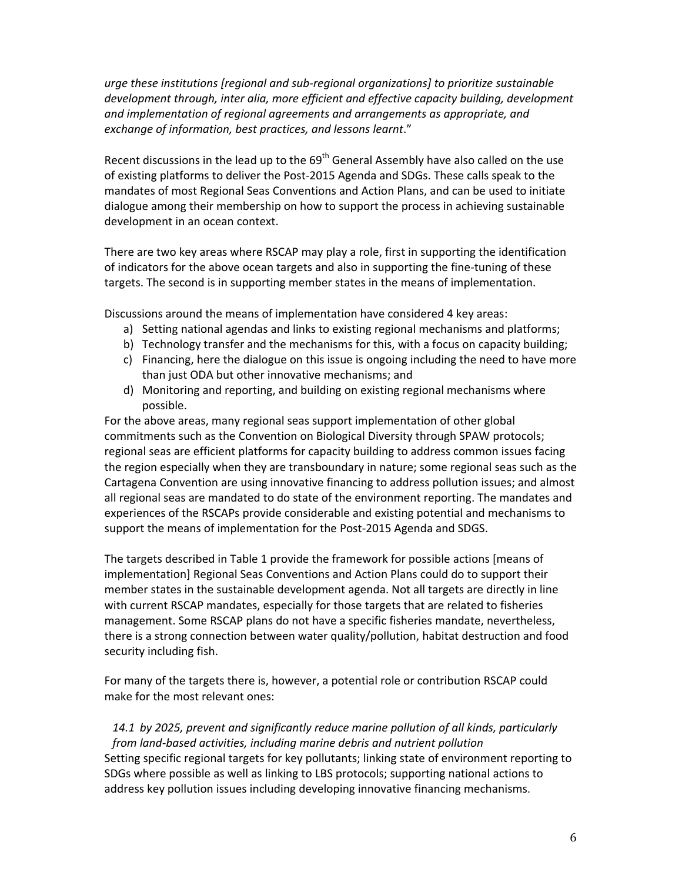*urge these institutions [regional and sub-regional organizations] to prioritize sustainable development through, inter alia, more efficient and effective capacity building, development and implementation of regional agreements and arrangements as appropriate, and exchange of information, best practices, and lessons learnt*."

Recent discussions in the lead up to the 69th General Assembly have also called on the use of existing platforms to deliver the Post-2015 Agenda and SDGs. These calls speak to the mandates of most Regional Seas Conventions and Action Plans, and can be used to initiate dialogue among their membership on how to support the process in achieving sustainable development in an ocean context.

There are two key areas where RSCAP may play a role, first in supporting the identification of indicators for the above ocean targets and also in supporting the fine-tuning of these targets. The second is in supporting member states in the means of implementation.

Discussions around the means of implementation have considered 4 key areas:

a) Setting national agendas and links to existing regional mechanisms and platforms;
b) Technology transfer and the mechanisms for this, with a focus on capacity building;
c) Financing, here the dialogue on this issue is ongoing including the need to have more than just ODA but other innovative mechanisms; and
d) Monitoring and reporting, and building on existing regional mechanisms where possible.

For the above areas, many regional seas support implementation of other global commitments such as the Convention on Biological Diversity through SPAW protocols; regional seas are efficient platforms for capacity building to address common issues facing the region especially when they are transboundary in nature; some regional seas such as the Cartagena Convention are using innovative financing to address pollution issues; and almost all regional seas are mandated to do state of the environment reporting. The mandates and experiences of the RSCAPs provide considerable and existing potential and mechanisms to support the means of implementation for the Post-2015 Agenda and SDGS.

The targets described in Table 1 provide the framework for possible actions [means of implementation] Regional Seas Conventions and Action Plans could do to support their member states in the sustainable development agenda. Not all targets are directly in line with current RSCAP mandates, especially for those targets that are related to fisheries management. Some RSCAP plans do not have a specific fisheries mandate, nevertheless, there is a strong connection between water quality/pollution, habitat destruction and food security including fish.

For many of the targets there is, however, a potential role or contribution RSCAP could make for the most relevant ones:

*14.1 by 2025, prevent and significantly reduce marine pollution of all kinds, particularly from land-based activities, including marine debris and nutrient pollution*

Setting specific regional targets for key pollutants; linking state of environment reporting to SDGs where possible as well as linking to LBS protocols; supporting national actions to address key pollution issues including developing innovative financing mechanisms.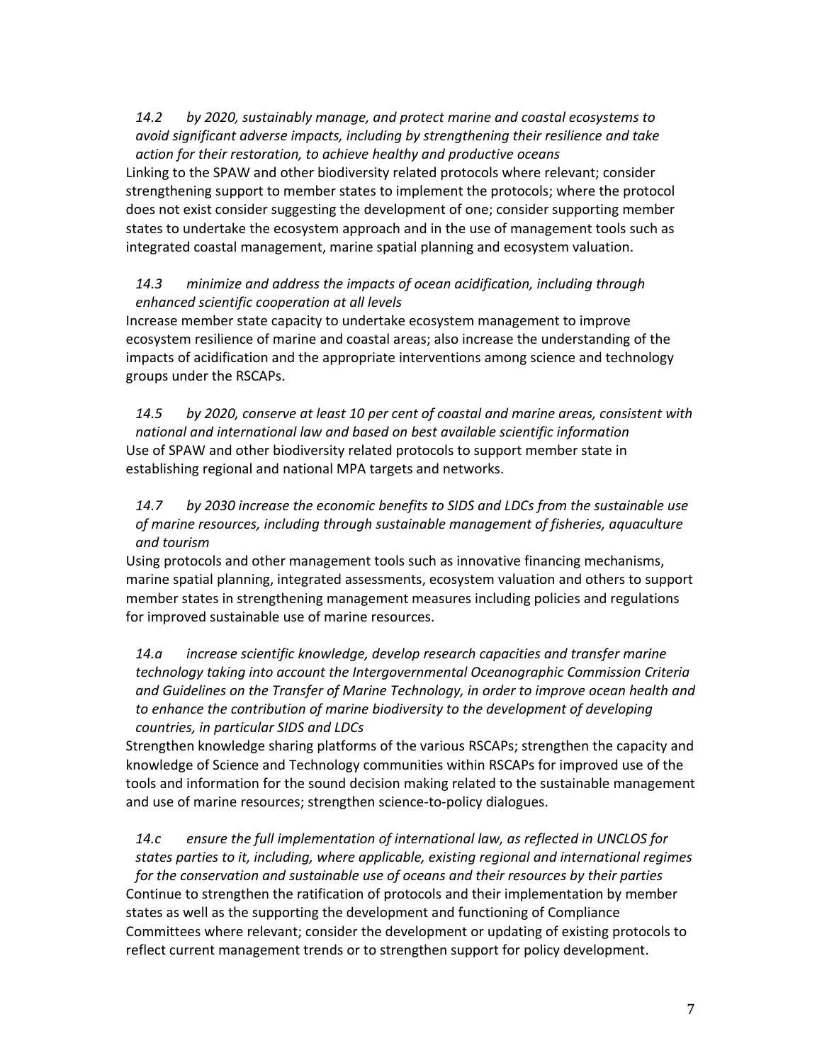*14.2 by 2020, sustainably manage, and protect marine and coastal ecosystems to avoid significant adverse impacts, including by strengthening their resilience and take action for their restoration, to achieve healthy and productive oceans*

Linking to the SPAW and other biodiversity related protocols where relevant; consider strengthening support to member states to implement the protocols; where the protocol does not exist consider suggesting the development of one; consider supporting member states to undertake the ecosystem approach and in the use of management tools such as integrated coastal management, marine spatial planning and ecosystem valuation.

*14.3 minimize and address the impacts of ocean acidification, including through enhanced scientific cooperation at all levels*

Increase member state capacity to undertake ecosystem management to improve ecosystem resilience of marine and coastal areas; also increase the understanding of the impacts of acidification and the appropriate interventions among science and technology groups under the RSCAPs.

*14.5 by 2020, conserve at least 10 per cent of coastal and marine areas, consistent with national and international law and based on best available scientific information*

Use of SPAW and other biodiversity related protocols to support member state in establishing regional and national MPA targets and networks.

*14.7 by 2030 increase the economic benefits to SIDS and LDCs from the sustainable use of marine resources, including through sustainable management of fisheries, aquaculture and tourism*

Using protocols and other management tools such as innovative financing mechanisms, marine spatial planning, integrated assessments, ecosystem valuation and others to support member states in strengthening management measures including policies and regulations for improved sustainable use of marine resources.

*14.a increase scientific knowledge, develop research capacities and transfer marine technology taking into account the Intergovernmental Oceanographic Commission Criteria and Guidelines on the Transfer of Marine Technology, in order to improve ocean health and to enhance the contribution of marine biodiversity to the development of developing countries, in particular SIDS and LDCs*

Strengthen knowledge sharing platforms of the various RSCAPs; strengthen the capacity and knowledge of Science and Technology communities within RSCAPs for improved use of the tools and information for the sound decision making related to the sustainable management and use of marine resources; strengthen science-to-policy dialogues.

*14.c ensure the full implementation of international law, as reflected in UNCLOS for states parties to it, including, where applicable, existing regional and international regimes for the conservation and sustainable use of oceans and their resources by their parties*

Continue to strengthen the ratification of protocols and their implementation by member states as well as the supporting the development and functioning of Compliance Committees where relevant; consider the development or updating of existing protocols to reflect current management trends or to strengthen support for policy development.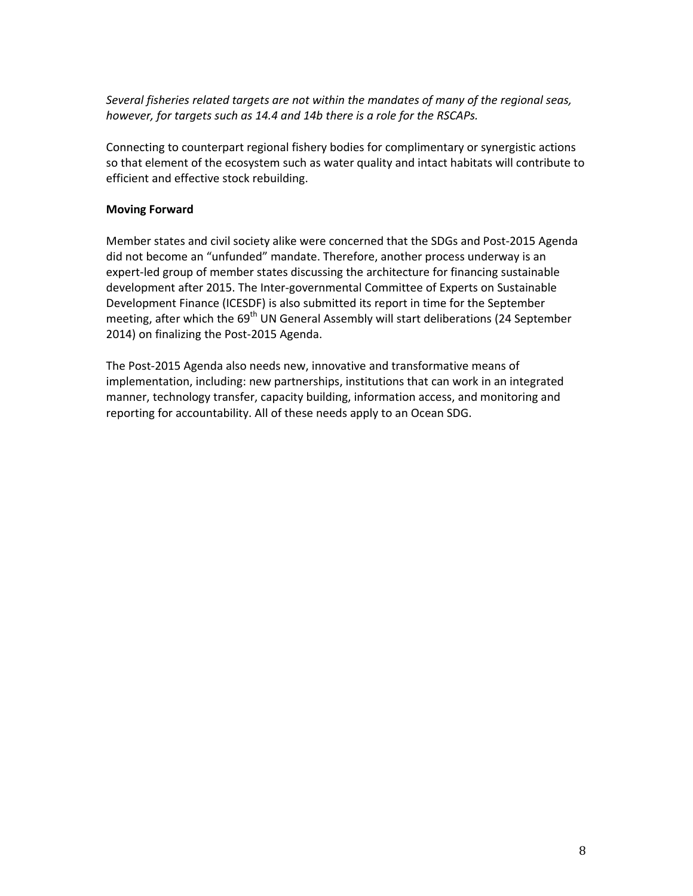*Several fisheries related targets are not within the mandates of many of the regional seas, however, for targets such as 14.4 and 14b there is a role for the RSCAPs.*

Connecting to counterpart regional fishery bodies for complimentary or synergistic actions so that element of the ecosystem such as water quality and intact habitats will contribute to efficient and effective stock rebuilding.

**Moving Forward**

Member states and civil society alike were concerned that the SDGs and Post-2015 Agenda did not become an "unfunded" mandate. Therefore, another process underway is an expert-led group of member states discussing the architecture for financing sustainable development after 2015. The Inter-governmental Committee of Experts on Sustainable Development Finance (ICESDF) is also submitted its report in time for the September meeting, after which the 69th UN General Assembly will start deliberations (24 September 2014) on finalizing the Post-2015 Agenda.

The Post-2015 Agenda also needs new, innovative and transformative means of implementation, including: new partnerships, institutions that can work in an integrated manner, technology transfer, capacity building, information access, and monitoring and reporting for accountability. All of these needs apply to an Ocean SDG.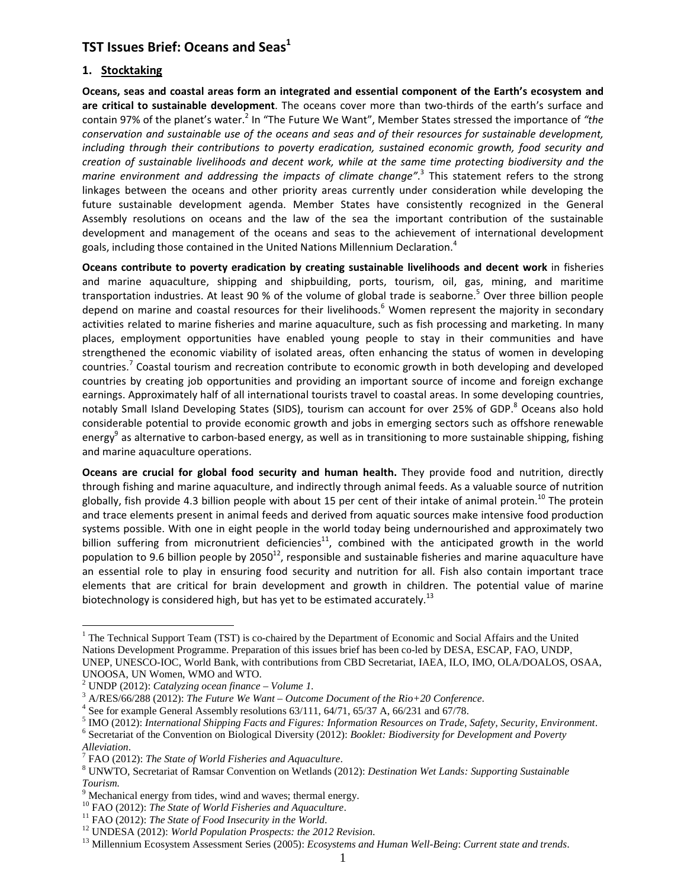# TST Issues Brief: Oceans and Seas[1]

## 1. Stocktaking

**Oceans, seas and coastal areas form an integrated and essential component of the Earth's ecosystem and are critical to sustainable development**. The oceans cover more than two-thirds of the earth's surface and contain 97% of the planet's water.[2] In "The Future We Want", Member States stressed the importance of *"the conservation and sustainable use of the oceans and seas and of their resources for sustainable development, including through their contributions to poverty eradication, sustained economic growth, food security and creation of sustainable livelihoods and decent work, while at the same time protecting biodiversity and the marine environment and addressing the impacts of climate change"*.[3] This statement refers to the strong linkages between the oceans and other priority areas currently under consideration while developing the future sustainable development agenda. Member States have consistently recognized in the General Assembly resolutions on oceans and the law of the sea the important contribution of the sustainable development and management of the oceans and seas to the achievement of international development goals, including those contained in the United Nations Millennium Declaration.[4]

**Oceans contribute to poverty eradication by creating sustainable livelihoods and decent work** in fisheries and marine aquaculture, shipping and shipbuilding, ports, tourism, oil, gas, mining, and maritime transportation industries. At least 90 % of the volume of global trade is seaborne.[5] Over three billion people depend on marine and coastal resources for their livelihoods.[6] Women represent the majority in secondary activities related to marine fisheries and marine aquaculture, such as fish processing and marketing. In many places, employment opportunities have enabled young people to stay in their communities and have strengthened the economic viability of isolated areas, often enhancing the status of women in developing countries.[7] Coastal tourism and recreation contribute to economic growth in both developing and developed countries by creating job opportunities and providing an important source of income and foreign exchange earnings. Approximately half of all international tourists travel to coastal areas. In some developing countries, notably Small Island Developing States (SIDS), tourism can account for over 25% of GDP.[8] Oceans also hold considerable potential to provide economic growth and jobs in emerging sectors such as offshore renewable energy[9] as alternative to carbon-based energy, as well as in transitioning to more sustainable shipping, fishing and marine aquaculture operations.

**Oceans are crucial for global food security and human health.** They provide food and nutrition, directly through fishing and marine aquaculture, and indirectly through animal feeds. As a valuable source of nutrition globally, fish provide 4.3 billion people with about 15 per cent of their intake of animal protein.[10] The protein and trace elements present in animal feeds and derived from aquatic sources make intensive food production systems possible. With one in eight people in the world today being undernourished and approximately two billion suffering from micronutrient deficiencies[11], combined with the anticipated growth in the world population to 9.6 billion people by 2050[12], responsible and sustainable fisheries and marine aquaculture have an essential role to play in ensuring food security and nutrition for all. Fish also contain important trace elements that are critical for brain development and growth in children. The potential value of marine biotechnology is considered high, but has yet to be estimated accurately.[13]

---

[1] The Technical Support Team (TST) is co-chaired by the Department of Economic and Social Affairs and the United Nations Development Programme. Preparation of this issues brief has been co-led by DESA, ESCAP, FAO, UNDP, UNEP, UNESCO-IOC, World Bank, with contributions from CBD Secretariat, IAEA, ILO, IMO, OLA/DOALOS, OSAA, UNOOSA, UN Women, WMO and WTO.

[2] UNDP (2012): *Catalyzing ocean finance – Volume 1.*

[3] A/RES/66/288 (2012): *The Future We Want – Outcome Document of the Rio+20 Conference.*

[4] See for example General Assembly resolutions 63/111, 64/71, 65/37 A, 66/231 and 67/78.

[5] IMO (2012): *International Shipping Facts and Figures: Information Resources on Trade, Safety, Security, Environment*.

[6] Secretariat of the Convention on Biological Diversity (2012): *Booklet: Biodiversity for Development and Poverty Alleviation*.

[7] FAO (2012): *The State of World Fisheries and Aquaculture*.

[8] UNWTO, Secretariat of Ramsar Convention on Wetlands (2012): *Destination Wet Lands: Supporting Sustainable Tourism.*

[9] Mechanical energy from tides, wind and waves; thermal energy.

[10] FAO (2012): *The State of World Fisheries and Aquaculture*.

[11] FAO (2012): *The State of Food Insecurity in the World*.

[12] UNDESA (2012): *World Population Prospects: the 2012 Revision*.

[13] Millennium Ecosystem Assessment Series (2005): *Ecosystems and Human Well-Being*: *Current state and trends*.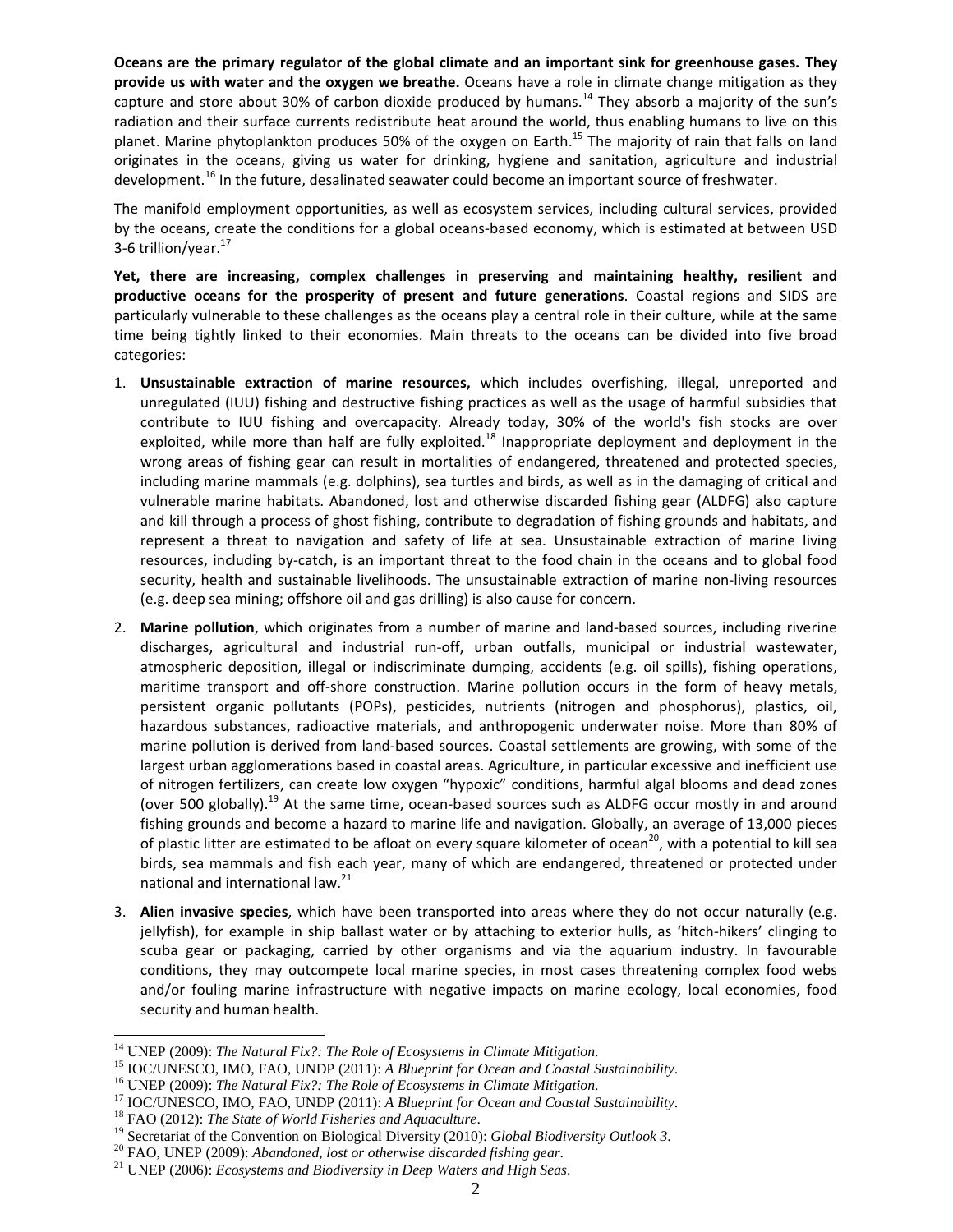**Oceans are the primary regulator of the global climate and an important sink for greenhouse gases. They provide us with water and the oxygen we breathe.** Oceans have a role in climate change mitigation as they capture and store about 30% of carbon dioxide produced by humans.[14] They absorb a majority of the sun's radiation and their surface currents redistribute heat around the world, thus enabling humans to live on this planet. Marine phytoplankton produces 50% of the oxygen on Earth.[15] The majority of rain that falls on land originates in the oceans, giving us water for drinking, hygiene and sanitation, agriculture and industrial development.[16] In the future, desalinated seawater could become an important source of freshwater.

The manifold employment opportunities, as well as ecosystem services, including cultural services, provided by the oceans, create the conditions for a global oceans-based economy, which is estimated at between USD 3-6 trillion/year.[17]

**Yet, there are increasing, complex challenges in preserving and maintaining healthy, resilient and productive oceans for the prosperity of present and future generations**. Coastal regions and SIDS are particularly vulnerable to these challenges as the oceans play a central role in their culture, while at the same time being tightly linked to their economies. Main threats to the oceans can be divided into five broad categories:

1. **Unsustainable extraction of marine resources,** which includes overfishing, illegal, unreported and unregulated (IUU) fishing and destructive fishing practices as well as the usage of harmful subsidies that contribute to IUU fishing and overcapacity. Already today, 30% of the world's fish stocks are over exploited, while more than half are fully exploited.[18] Inappropriate deployment and deployment in the wrong areas of fishing gear can result in mortalities of endangered, threatened and protected species, including marine mammals (e.g. dolphins), sea turtles and birds, as well as in the damaging of critical and vulnerable marine habitats. Abandoned, lost and otherwise discarded fishing gear (ALDFG) also capture and kill through a process of ghost fishing, contribute to degradation of fishing grounds and habitats, and represent a threat to navigation and safety of life at sea. Unsustainable extraction of marine living resources, including by-catch, is an important threat to the food chain in the oceans and to global food security, health and sustainable livelihoods. The unsustainable extraction of marine non-living resources (e.g. deep sea mining; offshore oil and gas drilling) is also cause for concern.

2. **Marine pollution**, which originates from a number of marine and land-based sources, including riverine discharges, agricultural and industrial run-off, urban outfalls, municipal or industrial wastewater, atmospheric deposition, illegal or indiscriminate dumping, accidents (e.g. oil spills), fishing operations, maritime transport and off-shore construction. Marine pollution occurs in the form of heavy metals, persistent organic pollutants (POPs), pesticides, nutrients (nitrogen and phosphorus), plastics, oil, hazardous substances, radioactive materials, and anthropogenic underwater noise. More than 80% of marine pollution is derived from land-based sources. Coastal settlements are growing, with some of the largest urban agglomerations based in coastal areas. Agriculture, in particular excessive and inefficient use of nitrogen fertilizers, can create low oxygen "hypoxic" conditions, harmful algal blooms and dead zones (over 500 globally).[19] At the same time, ocean-based sources such as ALDFG occur mostly in and around fishing grounds and become a hazard to marine life and navigation. Globally, an average of 13,000 pieces of plastic litter are estimated to be afloat on every square kilometer of ocean[20], with a potential to kill sea birds, sea mammals and fish each year, many of which are endangered, threatened or protected under national and international law.[21]

3. **Alien invasive species**, which have been transported into areas where they do not occur naturally (e.g. jellyfish), for example in ship ballast water or by attaching to exterior hulls, as 'hitch-hikers' clinging to scuba gear or packaging, carried by other organisms and via the aquarium industry. In favourable conditions, they may outcompete local marine species, in most cases threatening complex food webs and/or fouling marine infrastructure with negative impacts on marine ecology, local economies, food security and human health.

---

[14] UNEP (2009): *The Natural Fix?: The Role of Ecosystems in Climate Mitigation*.

[15] IOC/UNESCO, IMO, FAO, UNDP (2011): *A Blueprint for Ocean and Coastal Sustainability*.

[16] UNEP (2009): *The Natural Fix?: The Role of Ecosystems in Climate Mitigation*.

[17] IOC/UNESCO, IMO, FAO, UNDP (2011): *A Blueprint for Ocean and Coastal Sustainability*.

[18] FAO (2012): *The State of World Fisheries and Aquaculture*.

[19] Secretariat of the Convention on Biological Diversity (2010): *Global Biodiversity Outlook 3*.

[20] FAO, UNEP (2009): *Abandoned, lost or otherwise discarded fishing gear*.

[21] UNEP (2006): *Ecosystems and Biodiversity in Deep Waters and High Seas*.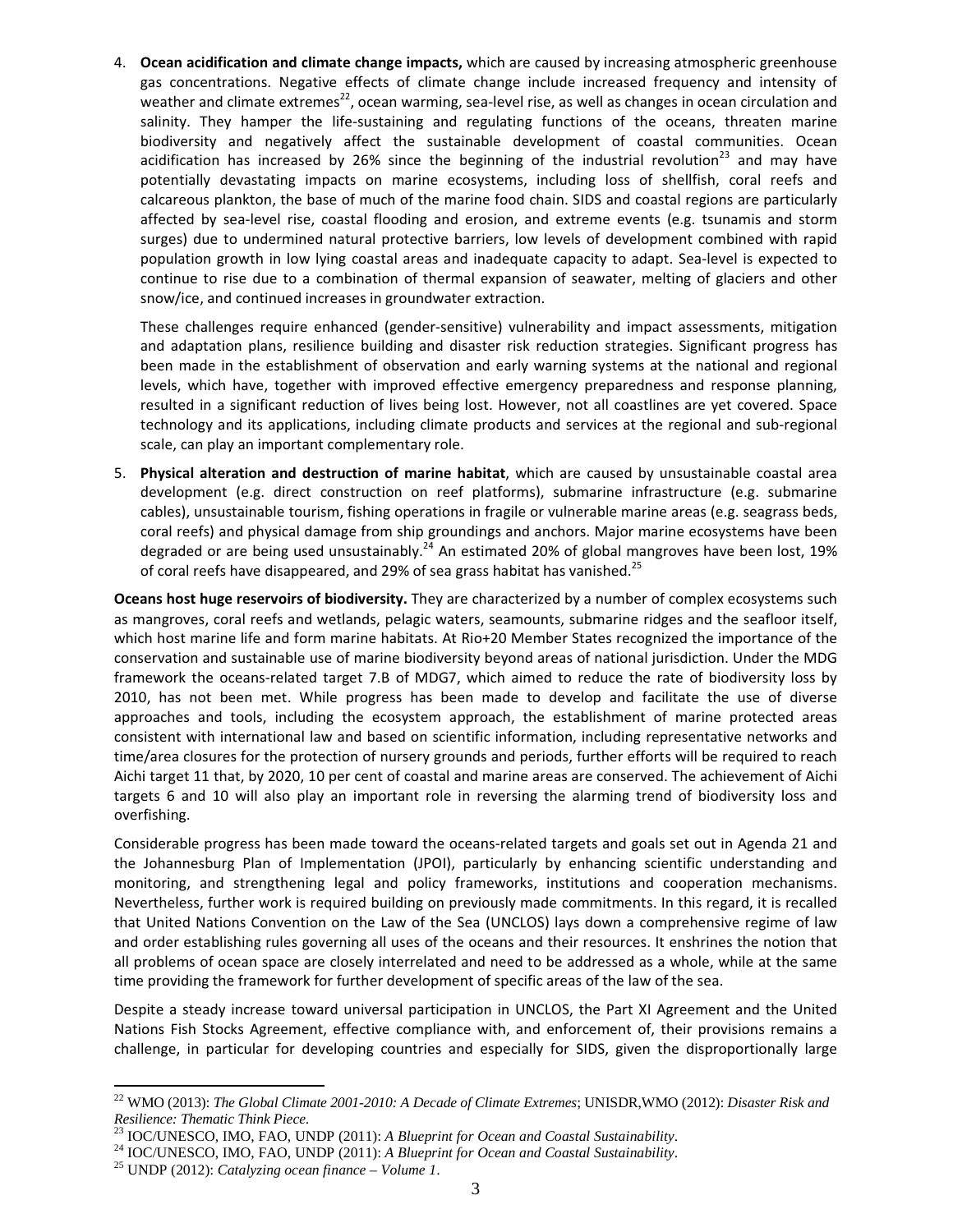4. **Ocean acidification and climate change impacts,** which are caused by increasing atmospheric greenhouse gas concentrations. Negative effects of climate change include increased frequency and intensity of weather and climate extremes[22], ocean warming, sea-level rise, as well as changes in ocean circulation and salinity. They hamper the life-sustaining and regulating functions of the oceans, threaten marine biodiversity and negatively affect the sustainable development of coastal communities. Ocean acidification has increased by 26% since the beginning of the industrial revolution[23] and may have potentially devastating impacts on marine ecosystems, including loss of shellfish, coral reefs and calcareous plankton, the base of much of the marine food chain. SIDS and coastal regions are particularly affected by sea-level rise, coastal flooding and erosion, and extreme events (e.g. tsunamis and storm surges) due to undermined natural protective barriers, low levels of development combined with rapid population growth in low lying coastal areas and inadequate capacity to adapt. Sea-level is expected to continue to rise due to a combination of thermal expansion of seawater, melting of glaciers and other snow/ice, and continued increases in groundwater extraction.

   These challenges require enhanced (gender-sensitive) vulnerability and impact assessments, mitigation and adaptation plans, resilience building and disaster risk reduction strategies. Significant progress has been made in the establishment of observation and early warning systems at the national and regional levels, which have, together with improved effective emergency preparedness and response planning, resulted in a significant reduction of lives being lost. However, not all coastlines are yet covered. Space technology and its applications, including climate products and services at the regional and sub-regional scale, can play an important complementary role.

5. **Physical alteration and destruction of marine habitat**, which are caused by unsustainable coastal area development (e.g. direct construction on reef platforms), submarine infrastructure (e.g. submarine cables), unsustainable tourism, fishing operations in fragile or vulnerable marine areas (e.g. seagrass beds, coral reefs) and physical damage from ship groundings and anchors. Major marine ecosystems have been degraded or are being used unsustainably.[24] An estimated 20% of global mangroves have been lost, 19% of coral reefs have disappeared, and 29% of sea grass habitat has vanished.[25]

**Oceans host huge reservoirs of biodiversity.** They are characterized by a number of complex ecosystems such as mangroves, coral reefs and wetlands, pelagic waters, seamounts, submarine ridges and the seafloor itself, which host marine life and form marine habitats. At Rio+20 Member States recognized the importance of the conservation and sustainable use of marine biodiversity beyond areas of national jurisdiction. Under the MDG framework the oceans-related target 7.B of MDG7, which aimed to reduce the rate of biodiversity loss by 2010, has not been met. While progress has been made to develop and facilitate the use of diverse approaches and tools, including the ecosystem approach, the establishment of marine protected areas consistent with international law and based on scientific information, including representative networks and time/area closures for the protection of nursery grounds and periods, further efforts will be required to reach Aichi target 11 that, by 2020, 10 per cent of coastal and marine areas are conserved. The achievement of Aichi targets 6 and 10 will also play an important role in reversing the alarming trend of biodiversity loss and overfishing.

Considerable progress has been made toward the oceans-related targets and goals set out in Agenda 21 and the Johannesburg Plan of Implementation (JPOI), particularly by enhancing scientific understanding and monitoring, and strengthening legal and policy frameworks, institutions and cooperation mechanisms. Nevertheless, further work is required building on previously made commitments. In this regard, it is recalled that United Nations Convention on the Law of the Sea (UNCLOS) lays down a comprehensive regime of law and order establishing rules governing all uses of the oceans and their resources. It enshrines the notion that all problems of ocean space are closely interrelated and need to be addressed as a whole, while at the same time providing the framework for further development of specific areas of the law of the sea.

Despite a steady increase toward universal participation in UNCLOS, the Part XI Agreement and the United Nations Fish Stocks Agreement, effective compliance with, and enforcement of, their provisions remains a challenge, in particular for developing countries and especially for SIDS, given the disproportionally large

[22] WMO (2013): *The Global Climate 2001-2010: A Decade of Climate Extremes*; UNISDR,WMO (2012): *Disaster Risk and Resilience: Thematic Think Piece.*

[23] IOC/UNESCO, IMO, FAO, UNDP (2011): *A Blueprint for Ocean and Coastal Sustainability*.

[24] IOC/UNESCO, IMO, FAO, UNDP (2011): *A Blueprint for Ocean and Coastal Sustainability*.

[25] UNDP (2012): *Catalyzing ocean finance – Volume 1*.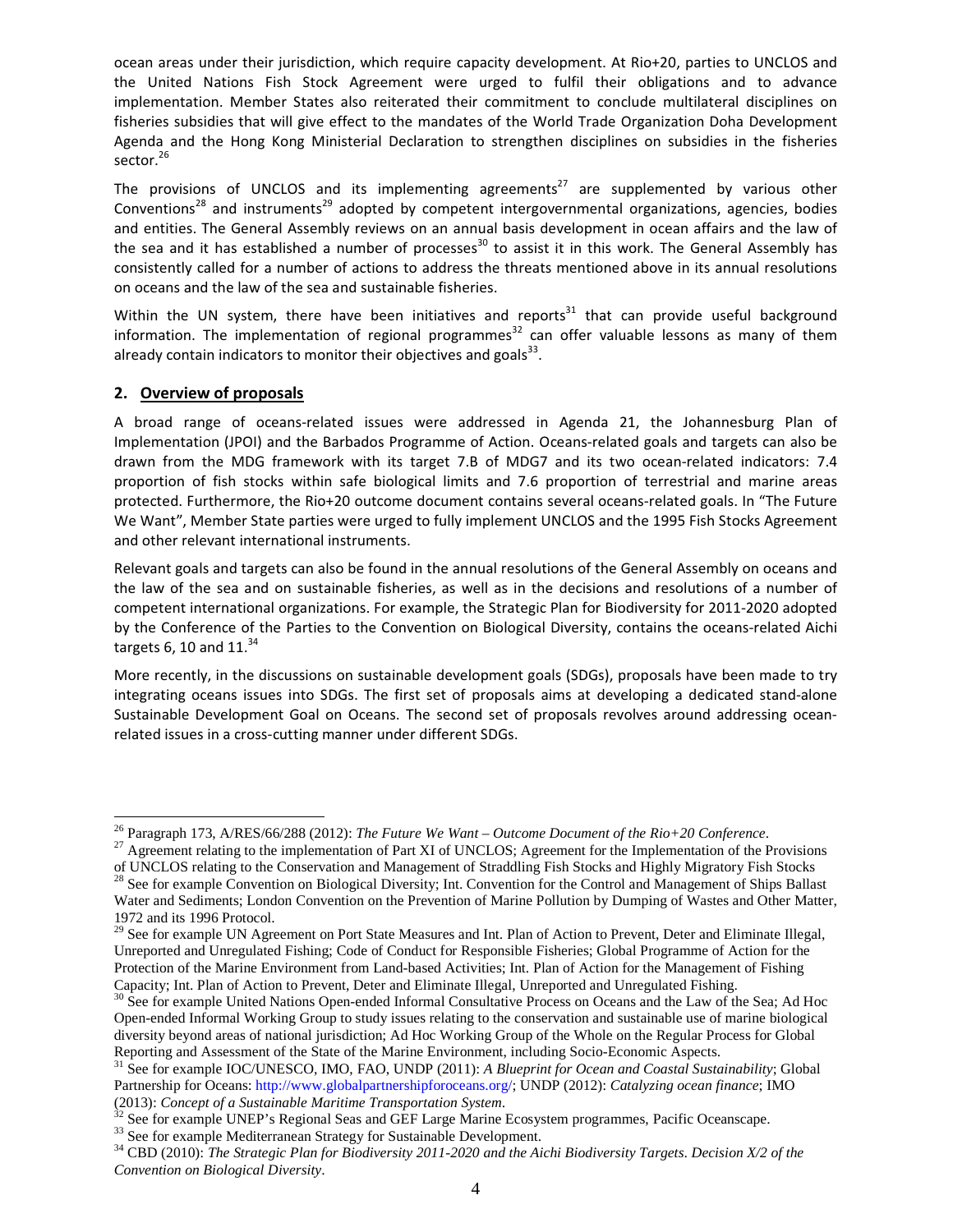ocean areas under their jurisdiction, which require capacity development. At Rio+20, parties to UNCLOS and the United Nations Fish Stock Agreement were urged to fulfil their obligations and to advance implementation. Member States also reiterated their commitment to conclude multilateral disciplines on fisheries subsidies that will give effect to the mandates of the World Trade Organization Doha Development Agenda and the Hong Kong Ministerial Declaration to strengthen disciplines on subsidies in the fisheries sector.[26]

The provisions of UNCLOS and its implementing agreements[27] are supplemented by various other Conventions[28] and instruments[29] adopted by competent intergovernmental organizations, agencies, bodies and entities. The General Assembly reviews on an annual basis development in ocean affairs and the law of the sea and it has established a number of processes[30] to assist it in this work. The General Assembly has consistently called for a number of actions to address the threats mentioned above in its annual resolutions on oceans and the law of the sea and sustainable fisheries.

Within the UN system, there have been initiatives and reports[31] that can provide useful background information. The implementation of regional programmes[32] can offer valuable lessons as many of them already contain indicators to monitor their objectives and goals[33].

## 2. Overview of proposals

A broad range of oceans-related issues were addressed in Agenda 21, the Johannesburg Plan of Implementation (JPOI) and the Barbados Programme of Action. Oceans-related goals and targets can also be drawn from the MDG framework with its target 7.B of MDG7 and its two ocean-related indicators: 7.4 proportion of fish stocks within safe biological limits and 7.6 proportion of terrestrial and marine areas protected. Furthermore, the Rio+20 outcome document contains several oceans-related goals. In "The Future We Want", Member State parties were urged to fully implement UNCLOS and the 1995 Fish Stocks Agreement and other relevant international instruments.

Relevant goals and targets can also be found in the annual resolutions of the General Assembly on oceans and the law of the sea and on sustainable fisheries, as well as in the decisions and resolutions of a number of competent international organizations. For example, the Strategic Plan for Biodiversity for 2011-2020 adopted by the Conference of the Parties to the Convention on Biological Diversity, contains the oceans-related Aichi targets 6, 10 and 11.[34]

More recently, in the discussions on sustainable development goals (SDGs), proposals have been made to try integrating oceans issues into SDGs. The first set of proposals aims at developing a dedicated stand-alone Sustainable Development Goal on Oceans. The second set of proposals revolves around addressing ocean-related issues in a cross-cutting manner under different SDGs.

---

[26] Paragraph 173, A/RES/66/288 (2012): *The Future We Want – Outcome Document of the Rio+20 Conference*.

[27] Agreement relating to the implementation of Part XI of UNCLOS; Agreement for the Implementation of the Provisions of UNCLOS relating to the Conservation and Management of Straddling Fish Stocks and Highly Migratory Fish Stocks

[28] See for example Convention on Biological Diversity; Int. Convention for the Control and Management of Ships Ballast Water and Sediments; London Convention on the Prevention of Marine Pollution by Dumping of Wastes and Other Matter, 1972 and its 1996 Protocol.

[29] See for example UN Agreement on Port State Measures and Int. Plan of Action to Prevent, Deter and Eliminate Illegal, Unreported and Unregulated Fishing; Code of Conduct for Responsible Fisheries; Global Programme of Action for the Protection of the Marine Environment from Land-based Activities; Int. Plan of Action for the Management of Fishing Capacity; Int. Plan of Action to Prevent, Deter and Eliminate Illegal, Unreported and Unregulated Fishing.

[30] See for example United Nations Open-ended Informal Consultative Process on Oceans and the Law of the Sea; Ad Hoc Open-ended Informal Working Group to study issues relating to the conservation and sustainable use of marine biological diversity beyond areas of national jurisdiction; Ad Hoc Working Group of the Whole on the Regular Process for Global Reporting and Assessment of the State of the Marine Environment, including Socio-Economic Aspects.

[31] See for example IOC/UNESCO, IMO, FAO, UNDP (2011): *A Blueprint for Ocean and Coastal Sustainability*; Global Partnership for Oceans: http://www.globalpartnershipforoceans.org/; UNDP (2012): *Catalyzing ocean finance*; IMO (2013): *Concept of a Sustainable Maritime Transportation System*.

[32] See for example UNEP's Regional Seas and GEF Large Marine Ecosystem programmes, Pacific Oceanscape.

[33] See for example Mediterranean Strategy for Sustainable Development.

[34] CBD (2010): *The Strategic Plan for Biodiversity 2011-2020 and the Aichi Biodiversity Targets. Decision X/2 of the Convention on Biological Diversity*.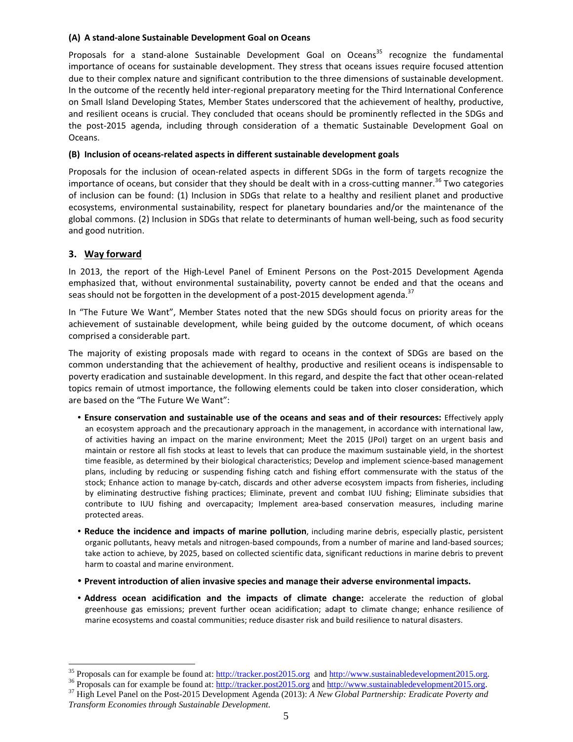#### (A) A stand-alone Sustainable Development Goal on Oceans

Proposals for a stand-alone Sustainable Development Goal on Oceans[35] recognize the fundamental importance of oceans for sustainable development. They stress that oceans issues require focused attention due to their complex nature and significant contribution to the three dimensions of sustainable development. In the outcome of the recently held inter-regional preparatory meeting for the Third International Conference on Small Island Developing States, Member States underscored that the achievement of healthy, productive, and resilient oceans is crucial. They concluded that oceans should be prominently reflected in the SDGs and the post-2015 agenda, including through consideration of a thematic Sustainable Development Goal on Oceans.

#### (B) Inclusion of oceans-related aspects in different sustainable development goals

Proposals for the inclusion of ocean-related aspects in different SDGs in the form of targets recognize the importance of oceans, but consider that they should be dealt with in a cross-cutting manner.[36] Two categories of inclusion can be found: (1) Inclusion in SDGs that relate to a healthy and resilient planet and productive ecosystems, environmental sustainability, respect for planetary boundaries and/or the maintenance of the global commons. (2) Inclusion in SDGs that relate to determinants of human well-being, such as food security and good nutrition.

## 3. Way forward

In 2013, the report of the High-Level Panel of Eminent Persons on the Post-2015 Development Agenda emphasized that, without environmental sustainability, poverty cannot be ended and that the oceans and seas should not be forgotten in the development of a post-2015 development agenda.[37]

In "The Future We Want", Member States noted that the new SDGs should focus on priority areas for the achievement of sustainable development, while being guided by the outcome document, of which oceans comprised a considerable part.

The majority of existing proposals made with regard to oceans in the context of SDGs are based on the common understanding that the achievement of healthy, productive and resilient oceans is indispensable to poverty eradication and sustainable development. In this regard, and despite the fact that other ocean-related topics remain of utmost importance, the following elements could be taken into closer consideration, which are based on the "The Future We Want":

- **Ensure conservation and sustainable use of the oceans and seas and of their resources:** Effectively apply an ecosystem approach and the precautionary approach in the management, in accordance with international law, of activities having an impact on the marine environment; Meet the 2015 (JPoI) target on an urgent basis and maintain or restore all fish stocks at least to levels that can produce the maximum sustainable yield, in the shortest time feasible, as determined by their biological characteristics; Develop and implement science-based management plans, including by reducing or suspending fishing catch and fishing effort commensurate with the status of the stock; Enhance action to manage by-catch, discards and other adverse ecosystem impacts from fisheries, including by eliminating destructive fishing practices; Eliminate, prevent and combat IUU fishing; Eliminate subsidies that contribute to IUU fishing and overcapacity; Implement area-based conservation measures, including marine protected areas.
- **Reduce the incidence and impacts of marine pollution**, including marine debris, especially plastic, persistent organic pollutants, heavy metals and nitrogen-based compounds, from a number of marine and land-based sources; take action to achieve, by 2025, based on collected scientific data, significant reductions in marine debris to prevent harm to coastal and marine environment.
- **Prevent introduction of alien invasive species and manage their adverse environmental impacts.**
- **Address ocean acidification and the impacts of climate change:** accelerate the reduction of global greenhouse gas emissions; prevent further ocean acidification; adapt to climate change; enhance resilience of marine ecosystems and coastal communities; reduce disaster risk and build resilience to natural disasters.

---

[35] Proposals can for example be found at: http://tracker.post2015.org and http://www.sustainabledevelopment2015.org.

[36] Proposals can for example be found at: http://tracker.post2015.org and http://www.sustainabledevelopment2015.org.

[37] High Level Panel on the Post-2015 Development Agenda (2013): *A New Global Partnership: Eradicate Poverty and Transform Economies through Sustainable Development.*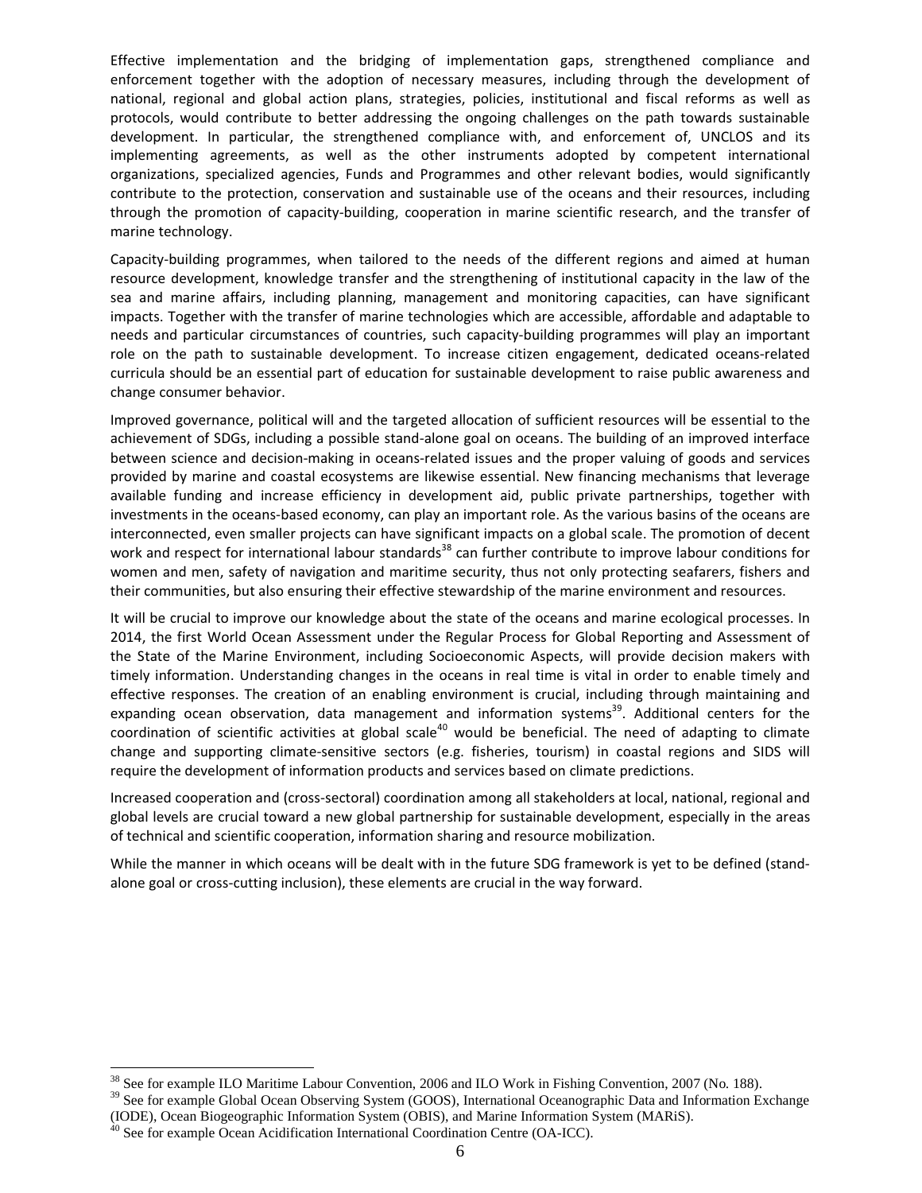Effective implementation and the bridging of implementation gaps, strengthened compliance and enforcement together with the adoption of necessary measures, including through the development of national, regional and global action plans, strategies, policies, institutional and fiscal reforms as well as protocols, would contribute to better addressing the ongoing challenges on the path towards sustainable development. In particular, the strengthened compliance with, and enforcement of, UNCLOS and its implementing agreements, as well as the other instruments adopted by competent international organizations, specialized agencies, Funds and Programmes and other relevant bodies, would significantly contribute to the protection, conservation and sustainable use of the oceans and their resources, including through the promotion of capacity-building, cooperation in marine scientific research, and the transfer of marine technology.

Capacity-building programmes, when tailored to the needs of the different regions and aimed at human resource development, knowledge transfer and the strengthening of institutional capacity in the law of the sea and marine affairs, including planning, management and monitoring capacities, can have significant impacts. Together with the transfer of marine technologies which are accessible, affordable and adaptable to needs and particular circumstances of countries, such capacity-building programmes will play an important role on the path to sustainable development. To increase citizen engagement, dedicated oceans-related curricula should be an essential part of education for sustainable development to raise public awareness and change consumer behavior.

Improved governance, political will and the targeted allocation of sufficient resources will be essential to the achievement of SDGs, including a possible stand-alone goal on oceans. The building of an improved interface between science and decision-making in oceans-related issues and the proper valuing of goods and services provided by marine and coastal ecosystems are likewise essential. New financing mechanisms that leverage available funding and increase efficiency in development aid, public private partnerships, together with investments in the oceans-based economy, can play an important role. As the various basins of the oceans are interconnected, even smaller projects can have significant impacts on a global scale. The promotion of decent work and respect for international labour standards[38] can further contribute to improve labour conditions for women and men, safety of navigation and maritime security, thus not only protecting seafarers, fishers and their communities, but also ensuring their effective stewardship of the marine environment and resources.

It will be crucial to improve our knowledge about the state of the oceans and marine ecological processes. In 2014, the first World Ocean Assessment under the Regular Process for Global Reporting and Assessment of the State of the Marine Environment, including Socioeconomic Aspects, will provide decision makers with timely information. Understanding changes in the oceans in real time is vital in order to enable timely and effective responses. The creation of an enabling environment is crucial, including through maintaining and expanding ocean observation, data management and information systems[39]. Additional centers for the coordination of scientific activities at global scale[40] would be beneficial. The need of adapting to climate change and supporting climate-sensitive sectors (e.g. fisheries, tourism) in coastal regions and SIDS will require the development of information products and services based on climate predictions.

Increased cooperation and (cross-sectoral) coordination among all stakeholders at local, national, regional and global levels are crucial toward a new global partnership for sustainable development, especially in the areas of technical and scientific cooperation, information sharing and resource mobilization.

While the manner in which oceans will be dealt with in the future SDG framework is yet to be defined (stand-alone goal or cross-cutting inclusion), these elements are crucial in the way forward.

---

[38] See for example ILO Maritime Labour Convention, 2006 and ILO Work in Fishing Convention, 2007 (No. 188).

[39] See for example Global Ocean Observing System (GOOS), International Oceanographic Data and Information Exchange (IODE), Ocean Biogeographic Information System (OBIS), and Marine Information System (MARiS).

[40] See for example Ocean Acidification International Coordination Centre (OA-ICC).